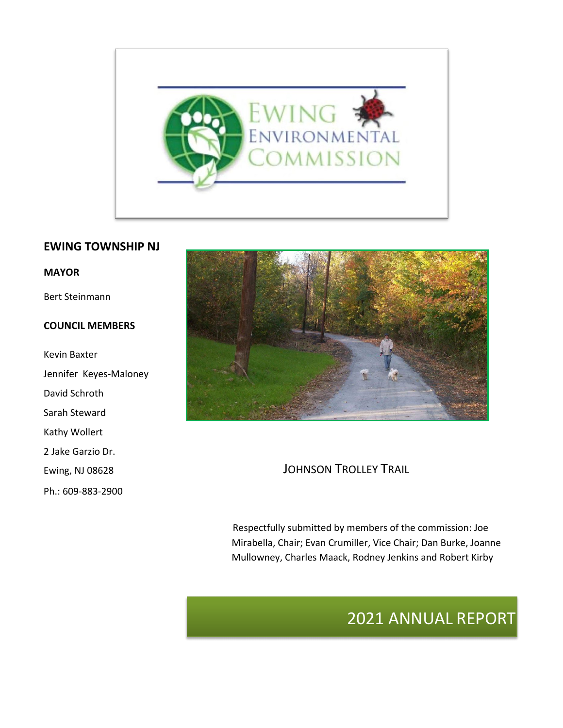EWING ENVIRONMENTAL COMMISSION

**EWING TOWNSHIP NJ**

**MAYOR**

Bert Steinmann

**COUNCIL MEMBERS**

Kevin Baxter

Jennifer Keyes-Maloney

David Schroth

Sarah Steward

Kathy Wollert

2 Jake Garzio Dr.

Ewing, NJ 08628

Ph.: 609-883-2900

JOHNSON TROLLEY TRAIL

Respectfully submitted by members of the commission: Joe Mirabella, Chair; Evan Crumiller, Vice Chair; Dan Burke, Joanne Mullowney, Charles Maack, Rodney Jenkins and Robert Kirby

# 2021 ANNUAL REPORT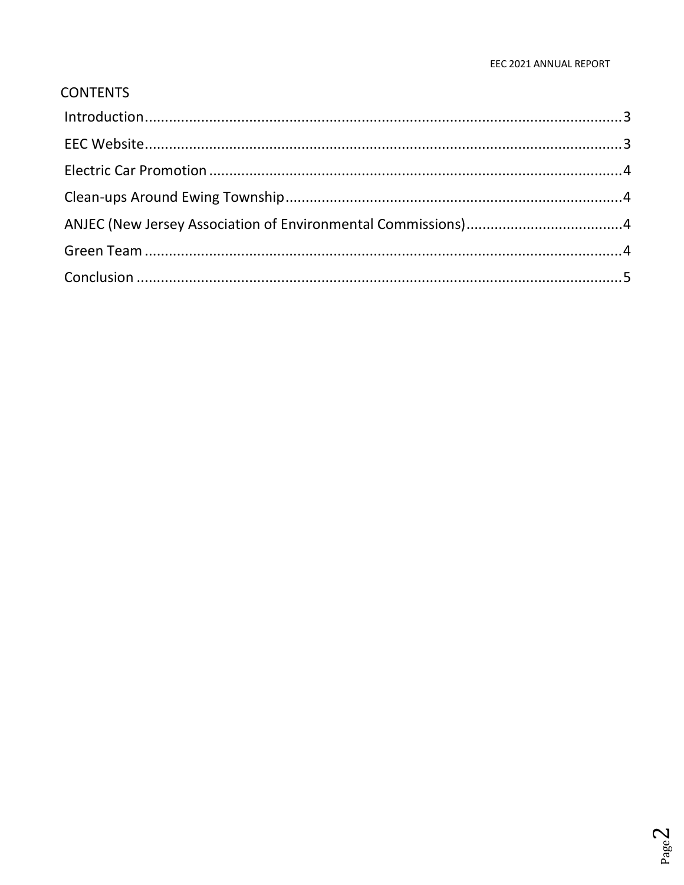## CONTENTS

Introduction.......................................................................................................................3

EEC Website.......................................................................................................................3

Electric Car Promotion.......................................................................................................4

Clean-ups Around Ewing Township...................................................................................4

ANJEC (New Jersey Association of Environmental Commissions).......................................4

Green Team........................................................................................................................4

Conclusion..........................................................................................................................5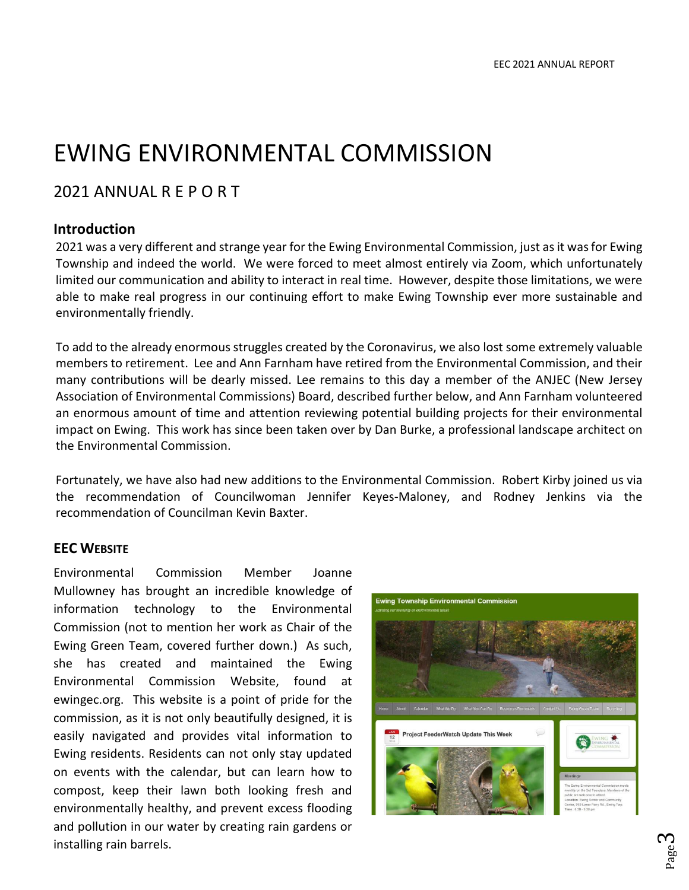# EWING ENVIRONMENTAL COMMISSION

## 2021 ANNUAL R E P O R T

### Introduction

2021 was a very different and strange year for the Ewing Environmental Commission, just as it was for Ewing Township and indeed the world. We were forced to meet almost entirely via Zoom, which unfortunately limited our communication and ability to interact in real time. However, despite those limitations, we were able to make real progress in our continuing effort to make Ewing Township ever more sustainable and environmentally friendly.

To add to the already enormous struggles created by the Coronavirus, we also lost some extremely valuable members to retirement. Lee and Ann Farnham have retired from the Environmental Commission, and their many contributions will be dearly missed. Lee remains to this day a member of the ANJEC (New Jersey Association of Environmental Commissions) Board, described further below, and Ann Farnham volunteered an enormous amount of time and attention reviewing potential building projects for their environmental impact on Ewing. This work has since been taken over by Dan Burke, a professional landscape architect on the Environmental Commission.

Fortunately, we have also had new additions to the Environmental Commission. Robert Kirby joined us via the recommendation of Councilwoman Jennifer Keyes-Maloney, and Rodney Jenkins via the recommendation of Councilman Kevin Baxter.

### EEC Website

Environmental Commission Member Joanne Mullowney has brought an incredible knowledge of information technology to the Environmental Commission (not to mention her work as Chair of the Ewing Green Team, covered further down.) As such, she has created and maintained the Ewing Environmental Commission Website, found at ewingec.org. This website is a point of pride for the commission, as it is not only beautifully designed, it is easily navigated and provides vital information to Ewing residents. Residents can not only stay updated on events with the calendar, but can learn how to compost, keep their lawn both looking fresh and environmentally healthy, and prevent excess flooding and pollution in our water by creating rain gardens or installing rain barrels.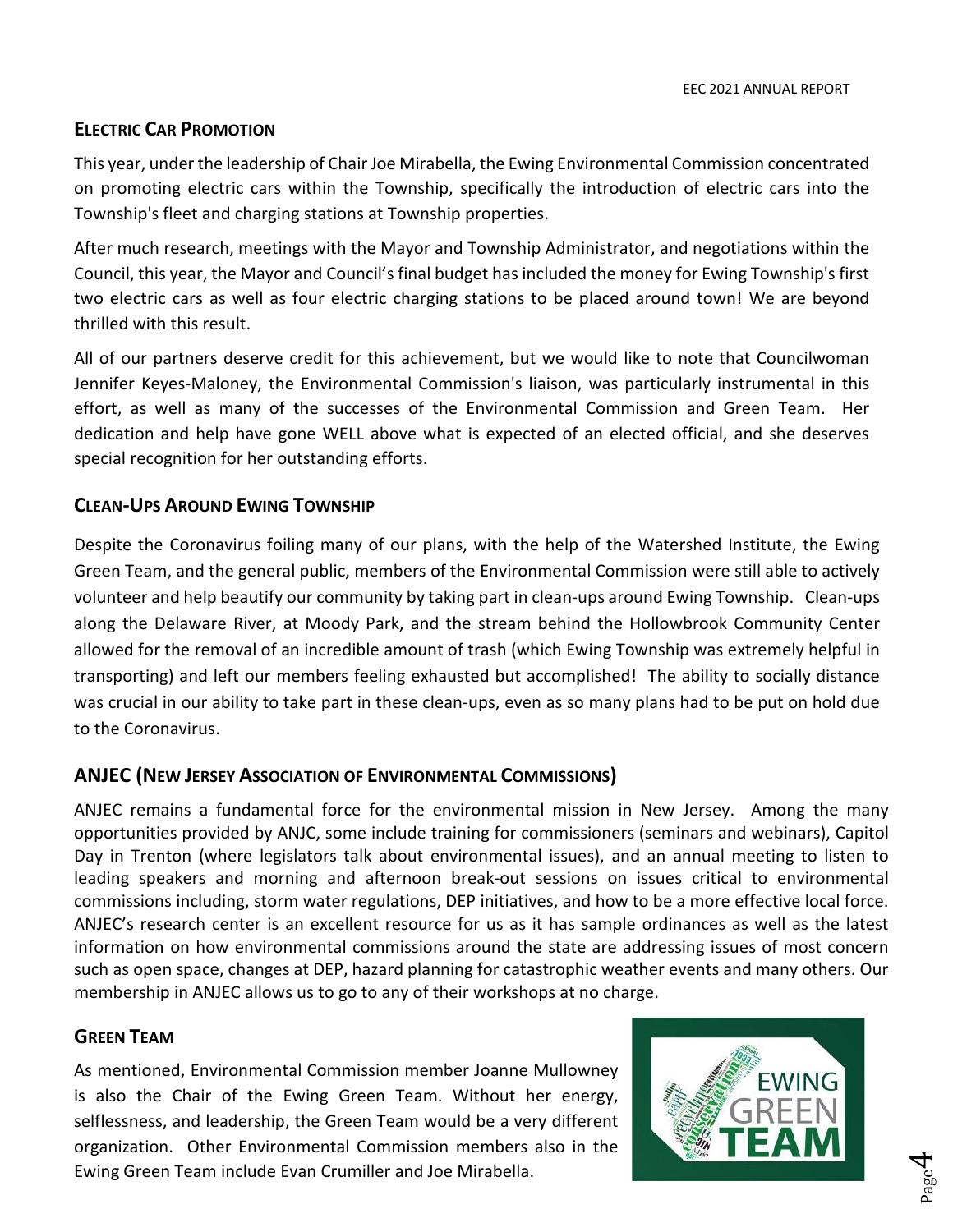## Electric Car Promotion

This year, under the leadership of Chair Joe Mirabella, the Ewing Environmental Commission concentrated on promoting electric cars within the Township, specifically the introduction of electric cars into the Township's fleet and charging stations at Township properties.

After much research, meetings with the Mayor and Township Administrator, and negotiations within the Council, this year, the Mayor and Council's final budget has included the money for Ewing Township's first two electric cars as well as four electric charging stations to be placed around town! We are beyond thrilled with this result.

All of our partners deserve credit for this achievement, but we would like to note that Councilwoman Jennifer Keyes-Maloney, the Environmental Commission's liaison, was particularly instrumental in this effort, as well as many of the successes of the Environmental Commission and Green Team. Her dedication and help have gone WELL above what is expected of an elected official, and she deserves special recognition for her outstanding efforts.

## Clean-Ups Around Ewing Township

Despite the Coronavirus foiling many of our plans, with the help of the Watershed Institute, the Ewing Green Team, and the general public, members of the Environmental Commission were still able to actively volunteer and help beautify our community by taking part in clean-ups around Ewing Township. Clean-ups along the Delaware River, at Moody Park, and the stream behind the Hollowbrook Community Center allowed for the removal of an incredible amount of trash (which Ewing Township was extremely helpful in transporting) and left our members feeling exhausted but accomplished! The ability to socially distance was crucial in our ability to take part in these clean-ups, even as so many plans had to be put on hold due to the Coronavirus.

## ANJEC (New Jersey Association of Environmental Commissions)

ANJEC remains a fundamental force for the environmental mission in New Jersey. Among the many opportunities provided by ANJC, some include training for commissioners (seminars and webinars), Capitol Day in Trenton (where legislators talk about environmental issues), and an annual meeting to listen to leading speakers and morning and afternoon break-out sessions on issues critical to environmental commissions including, storm water regulations, DEP initiatives, and how to be a more effective local force. ANJEC's research center is an excellent resource for us as it has sample ordinances as well as the latest information on how environmental commissions around the state are addressing issues of most concern such as open space, changes at DEP, hazard planning for catastrophic weather events and many others. Our membership in ANJEC allows us to go to any of their workshops at no charge.

## Green Team

As mentioned, Environmental Commission member Joanne Mullowney is also the Chair of the Ewing Green Team. Without her energy, selflessness, and leadership, the Green Team would be a very different organization. Other Environmental Commission members also in the Ewing Green Team include Evan Crumiller and Joe Mirabella.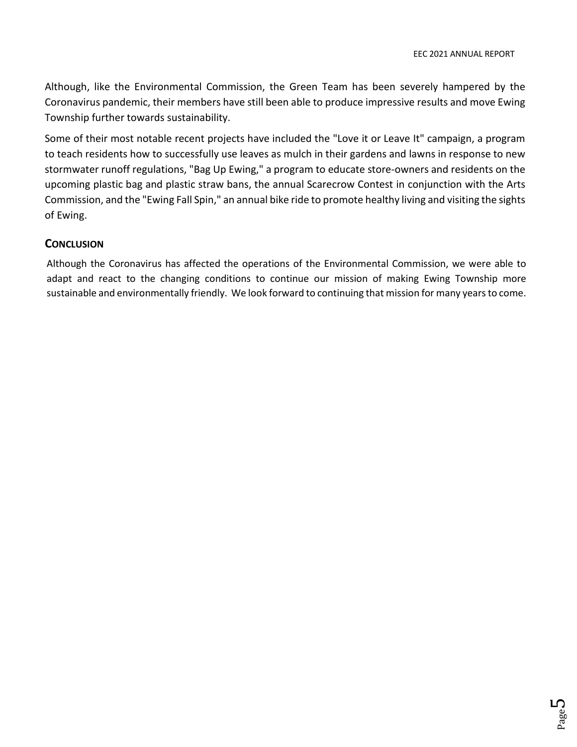Although, like the Environmental Commission, the Green Team has been severely hampered by the Coronavirus pandemic, their members have still been able to produce impressive results and move Ewing Township further towards sustainability.

Some of their most notable recent projects have included the "Love it or Leave It" campaign, a program to teach residents how to successfully use leaves as mulch in their gardens and lawns in response to new stormwater runoff regulations, "Bag Up Ewing," a program to educate store-owners and residents on the upcoming plastic bag and plastic straw bans, the annual Scarecrow Contest in conjunction with the Arts Commission, and the "Ewing Fall Spin," an annual bike ride to promote healthy living and visiting the sights of Ewing.

## CONCLUSION

Although the Coronavirus has affected the operations of the Environmental Commission, we were able to adapt and react to the changing conditions to continue our mission of making Ewing Township more sustainable and environmentally friendly. We look forward to continuing that mission for many years to come.